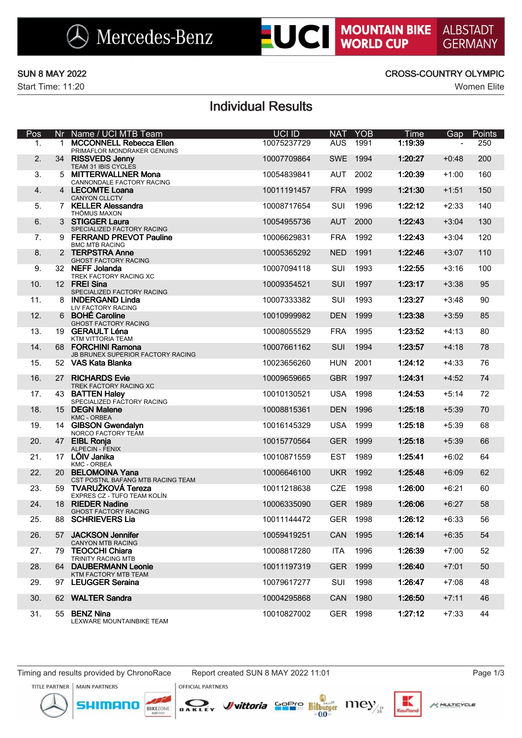Mercedes-Benz | UCI MOUNTAIN BIKE WORLD CUP | ALBSTADT GERMANY

SUN 8 MAY 2022 — CROSS-COUNTRY OLYMPIC

Start Time: 11:20 — Women Elite

# Individual Results

| Pos | Nr | Name / UCI MTB Team | UCI ID | NAT | YOB | Time | Gap | Points |
|---|---|---|---|---|---|---|---|---|
| 1. | 1 | **MCCONNELL Rebecca Ellen** PRIMAFLOR MONDRAKER GENUINS | 10075237729 | AUS | 1991 | **1:19:39** | - | 250 |
| 2. | 34 | **RISSVEDS Jenny** TEAM 31 IBIS CYCLES | 10007709864 | SWE | 1994 | **1:20:27** | +0:48 | 200 |
| 3. | 5 | **MITTERWALLNER Mona** CANNONDALE FACTORY RACING | 10054839841 | AUT | 2002 | **1:20:39** | +1:00 | 160 |
| 4. | 4 | **LECOMTE Loana** CANYON CLLCTV | 10011191457 | FRA | 1999 | **1:21:30** | +1:51 | 150 |
| 5. | 7 | **KELLER Alessandra** THÖMUS MAXON | 10008717654 | SUI | 1996 | **1:22:12** | +2:33 | 140 |
| 6. | 3 | **STIGGER Laura** SPECIALIZED FACTORY RACING | 10054955736 | AUT | 2000 | **1:22:43** | +3:04 | 130 |
| 7. | 9 | **FERRAND PREVOT Pauline** BMC MTB RACING | 10006629831 | FRA | 1992 | **1:22:43** | +3:04 | 120 |
| 8. | 2 | **TERPSTRA Anne** GHOST FACTORY RACING | 10005365292 | NED | 1991 | **1:22:46** | +3:07 | 110 |
| 9. | 32 | **NEFF Jolanda** TREK FACTORY RACING XC | 10007094118 | SUI | 1993 | **1:22:55** | +3:16 | 100 |
| 10. | 12 | **FREI Sina** SPECIALIZED FACTORY RACING | 10009354521 | SUI | 1997 | **1:23:17** | +3:38 | 95 |
| 11. | 8 | **INDERGAND Linda** LIV FACTORY RACING | 10007333382 | SUI | 1993 | **1:23:27** | +3:48 | 90 |
| 12. | 6 | **BOHÉ Caroline** GHOST FACTORY RACING | 10010999982 | DEN | 1999 | **1:23:38** | +3:59 | 85 |
| 13. | 19 | **GERAULT Léna** KTM VITTORIA TEAM | 10008055529 | FRA | 1995 | **1:23:52** | +4:13 | 80 |
| 14. | 68 | **FORCHINI Ramona** JB BRUNEX SUPERIOR FACTORY RACING | 10007661162 | SUI | 1994 | **1:23:57** | +4:18 | 78 |
| 15. | 52 | **VAS Kata Blanka** | 10023656260 | HUN | 2001 | **1:24:12** | +4:33 | 76 |
| 16. | 27 | **RICHARDS Evie** TREK FACTORY RACING XC | 10009659665 | GBR | 1997 | **1:24:31** | +4:52 | 74 |
| 17. | 43 | **BATTEN Haley** SPECIALIZED FACTORY RACING | 10010130521 | USA | 1998 | **1:24:53** | +5:14 | 72 |
| 18. | 15 | **DEGN Malene** KMC - ORBEA | 10008815361 | DEN | 1996 | **1:25:18** | +5:39 | 70 |
| 19. | 14 | **GIBSON Gwendalyn** NORCO FACTORY TEAM | 10016145329 | USA | 1999 | **1:25:18** | +5:39 | 68 |
| 20. | 47 | **EIBL Ronja** ALPECIN - FENIX | 10015770564 | GER | 1999 | **1:25:18** | +5:39 | 66 |
| 21. | 17 | **LÕIV Janika** KMC - ORBEA | 10010871559 | EST | 1989 | **1:25:41** | +6:02 | 64 |
| 22. | 20 | **BELOMOINA Yana** CST POSTNL BAFANG MTB RACING TEAM | 10006646100 | UKR | 1992 | **1:25:48** | +6:09 | 62 |
| 23. | 59 | **TVARUŽKOVÁ Tereza** EXPRES CZ - TUFO TEAM KOLÍN | 10011218638 | CZE | 1998 | **1:26:00** | +6:21 | 60 |
| 24. | 18 | **RIEDER Nadine** GHOST FACTORY RACING | 10006335090 | GER | 1989 | **1:26:06** | +6:27 | 58 |
| 25. | 88 | **SCHRIEVERS Lia** | 10011144472 | GER | 1998 | **1:26:12** | +6:33 | 56 |
| 26. | 57 | **JACKSON Jennifer** CANYON MTB RACING | 10059419251 | CAN | 1995 | **1:26:14** | +6:35 | 54 |
| 27. | 79 | **TEOCCHI Chiara** TRINITY RACING MTB | 10008817280 | ITA | 1996 | **1:26:39** | +7:00 | 52 |
| 28. | 64 | **DAUBERMANN Leonie** KTM FACTORY MTB TEAM | 10011197319 | GER | 1999 | **1:26:40** | +7:01 | 50 |
| 29. | 97 | **LEUGGER Seraina** | 10079617277 | SUI | 1998 | **1:26:47** | +7:08 | 48 |
| 30. | 62 | **WALTER Sandra** | 10004295868 | CAN | 1980 | **1:26:50** | +7:11 | 46 |
| 31. | 55 | **BENZ Nina** LEXWARE MOUNTAINBIKE TEAM | 10010827002 | GER | 1998 | **1:27:12** | +7:33 | 44 |

Timing and results provided by ChronoRace — Report created SUN 8 MAY 2022 11:01

TITLE PARTNER | MAIN PARTNERS | OFFICIAL PARTNERS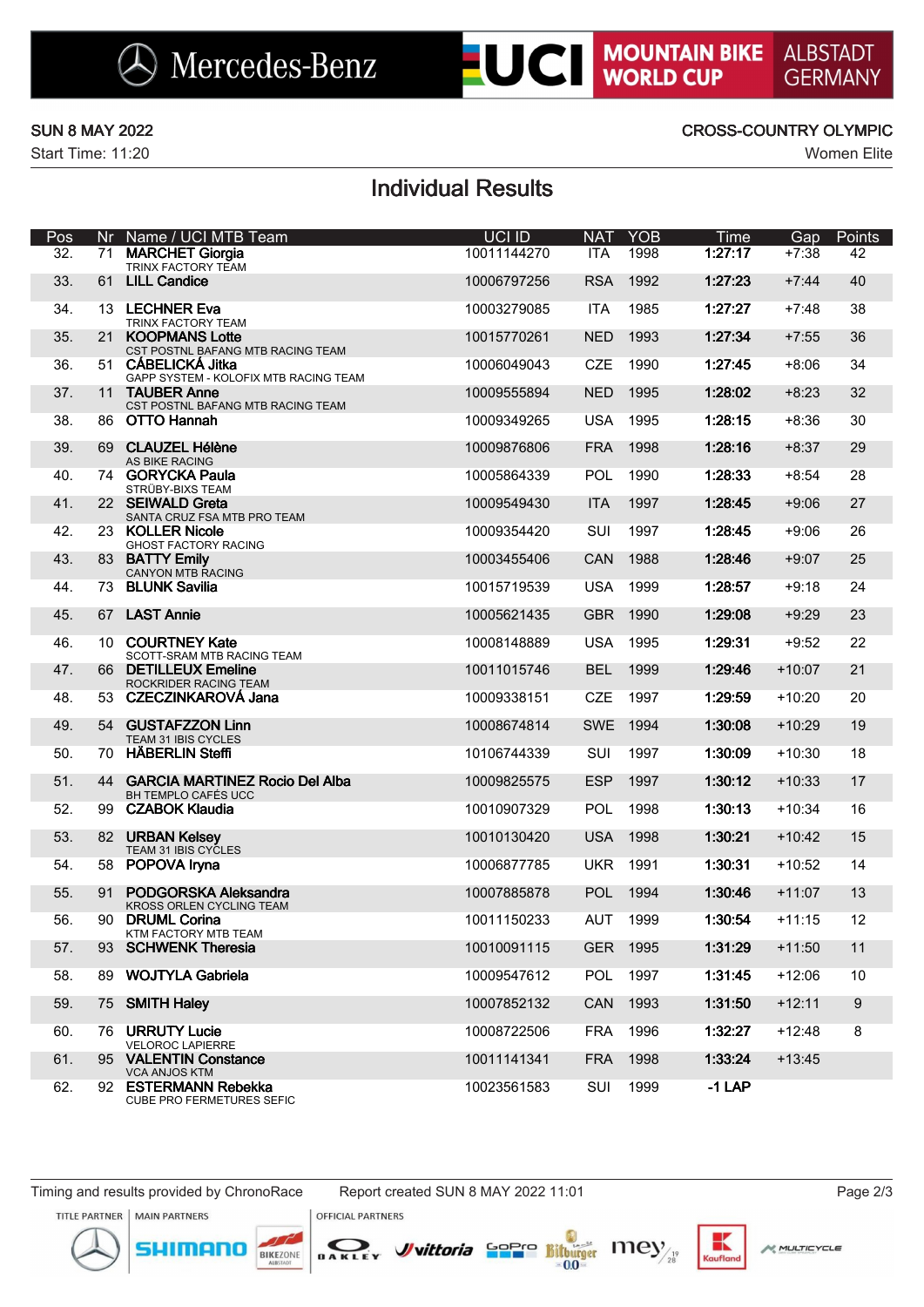SUN 8 MAY 2022

Start Time: 11:20

CROSS-COUNTRY OLYMPIC

Women Elite

# Individual Results

| Pos | Nr | Name / UCI MTB Team | UCI ID | NAT | YOB | Time | Gap | Points |
|---|---|---|---|---|---|---|---|---|
| 32. | 71 | **MARCHET Giorgia**<br>TRINX FACTORY TEAM | 10011144270 | ITA | 1998 | **1:27:17** | +7:38 | 42 |
| 33. | 61 | **LILL Candice** | 10006797256 | RSA | 1992 | **1:27:23** | +7:44 | 40 |
| 34. | 13 | **LECHNER Eva**<br>TRINX FACTORY TEAM | 10003279085 | ITA | 1985 | **1:27:27** | +7:48 | 38 |
| 35. | 21 | **KOOPMANS Lotte**<br>CST POSTNL BAFANG MTB RACING TEAM | 10015770261 | NED | 1993 | **1:27:34** | +7:55 | 36 |
| 36. | 51 | **CÁBELICKÁ Jitka**<br>GAPP SYSTEM - KOLOFIX MTB RACING TEAM | 10006049043 | CZE | 1990 | **1:27:45** | +8:06 | 34 |
| 37. | 11 | **TAUBER Anne**<br>CST POSTNL BAFANG MTB RACING TEAM | 10009555894 | NED | 1995 | **1:28:02** | +8:23 | 32 |
| 38. | 86 | **OTTO Hannah** | 10009349265 | USA | 1995 | **1:28:15** | +8:36 | 30 |
| 39. | 69 | **CLAUZEL Hélène**<br>AS BIKE RACING | 10009876806 | FRA | 1998 | **1:28:16** | +8:37 | 29 |
| 40. | 74 | **GORYCKA Paula**<br>STRÜBY-BIXS TEAM | 10005864339 | POL | 1990 | **1:28:33** | +8:54 | 28 |
| 41. | 22 | **SEIWALD Greta**<br>SANTA CRUZ FSA MTB PRO TEAM | 10009549430 | ITA | 1997 | **1:28:45** | +9:06 | 27 |
| 42. | 23 | **KOLLER Nicole**<br>GHOST FACTORY RACING | 10009354420 | SUI | 1997 | **1:28:45** | +9:06 | 26 |
| 43. | 83 | **BATTY Emily**<br>CANYON MTB RACING | 10003455406 | CAN | 1988 | **1:28:46** | +9:07 | 25 |
| 44. | 73 | **BLUNK Savilia** | 10015719539 | USA | 1999 | **1:28:57** | +9:18 | 24 |
| 45. | 67 | **LAST Annie** | 10005621435 | GBR | 1990 | **1:29:08** | +9:29 | 23 |
| 46. | 10 | **COURTNEY Kate**<br>SCOTT-SRAM MTB RACING TEAM | 10008148889 | USA | 1995 | **1:29:31** | +9:52 | 22 |
| 47. | 66 | **DETILLEUX Emeline**<br>ROCKRIDER RACING TEAM | 10011015746 | BEL | 1999 | **1:29:46** | +10:07 | 21 |
| 48. | 53 | **CZECZINKAROVÁ Jana** | 10009338151 | CZE | 1997 | **1:29:59** | +10:20 | 20 |
| 49. | 54 | **GUSTAFZZON Linn**<br>TEAM 31 IBIS CYCLES | 10008674814 | SWE | 1994 | **1:30:08** | +10:29 | 19 |
| 50. | 70 | **HÄBERLIN Steffi** | 10106744339 | SUI | 1997 | **1:30:09** | +10:30 | 18 |
| 51. | 44 | **GARCIA MARTINEZ Rocio Del Alba**<br>BH TEMPLO CAFÉS UCC | 10009825575 | ESP | 1997 | **1:30:12** | +10:33 | 17 |
| 52. | 99 | **CZABOK Klaudia** | 10010907329 | POL | 1998 | **1:30:13** | +10:34 | 16 |
| 53. | 82 | **URBAN Kelsey**<br>TEAM 31 IBIS CYCLES | 10010130420 | USA | 1998 | **1:30:21** | +10:42 | 15 |
| 54. | 58 | **POPOVA Iryna** | 10006877785 | UKR | 1991 | **1:30:31** | +10:52 | 14 |
| 55. | 91 | **PODGORSKA Aleksandra**<br>KROSS ORLEN CYCLING TEAM | 10007885878 | POL | 1994 | **1:30:46** | +11:07 | 13 |
| 56. | 90 | **DRUML Corina**<br>KTM FACTORY MTB TEAM | 10011150233 | AUT | 1999 | **1:30:54** | +11:15 | 12 |
| 57. | 93 | **SCHWENK Theresia** | 10010091115 | GER | 1995 | **1:31:29** | +11:50 | 11 |
| 58. | 89 | **WOJTYLA Gabriela** | 10009547612 | POL | 1997 | **1:31:45** | +12:06 | 10 |
| 59. | 75 | **SMITH Haley** | 10007852132 | CAN | 1993 | **1:31:50** | +12:11 | 9 |
| 60. | 76 | **URRUTY Lucie**<br>VELOROC LAPIERRE | 10008722506 | FRA | 1996 | **1:32:27** | +12:48 | 8 |
| 61. | 95 | **VALENTIN Constance**<br>VCA ANJOS KTM | 10011141341 | FRA | 1998 | **1:33:24** | +13:45 | |
| 62. | 92 | **ESTERMANN Rebekka**<br>CUBE PRO FERMETURES SEFIC | 10023561583 | SUI | 1999 | **-1 LAP** | | |

Timing and results provided by ChronoRace    Report created SUN 8 MAY 2022 11:01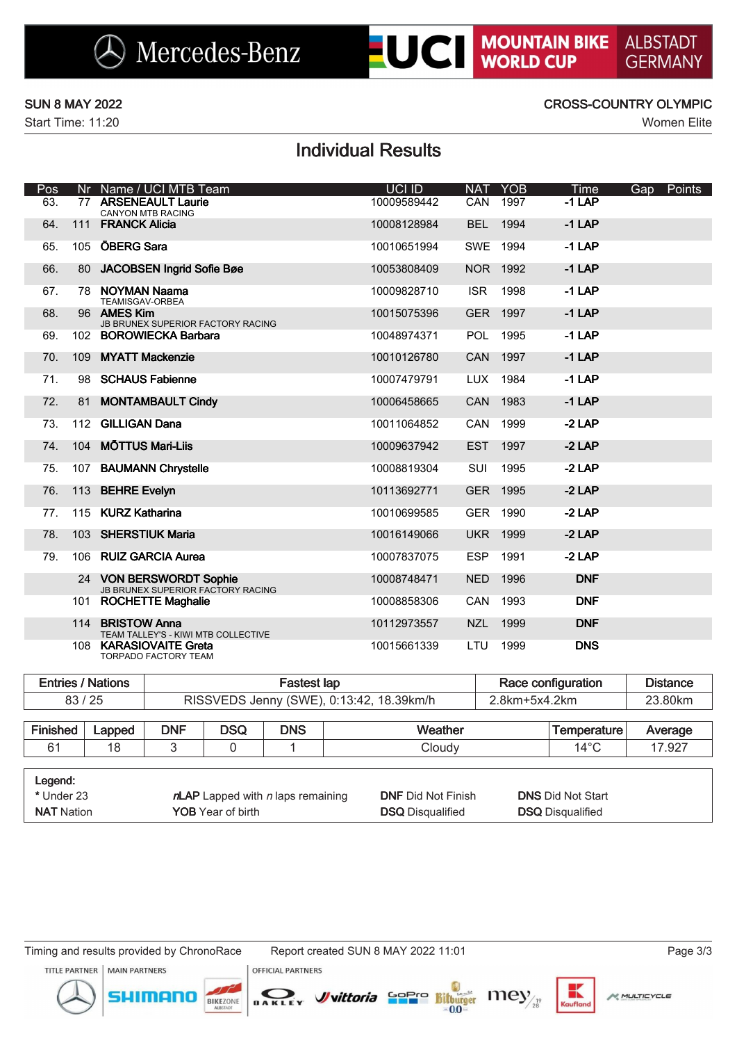Mercedes-Benz | UCI MOUNTAIN BIKE WORLD CUP | ALBSTADT GERMANY

SUN 8 MAY 2022
Start Time: 11:20

CROSS-COUNTRY OLYMPIC
Women Elite

# Individual Results

| Pos | Nr | Name / UCI MTB Team | UCI ID | NAT | YOB | Time | Gap | Points |
|---|---|---|---|---|---|---|---|---|
| 63. | 77 | **ARSENEAULT Laurie** CANYON MTB RACING | 10009589442 | CAN | 1997 | -1 LAP | | |
| 64. | 111 | **FRANCK Alicia** | 10008128984 | BEL | 1994 | -1 LAP | | |
| 65. | 105 | **ÖBERG Sara** | 10010651994 | SWE | 1994 | -1 LAP | | |
| 66. | 80 | **JACOBSEN Ingrid Sofie Bøe** | 10053808409 | NOR | 1992 | -1 LAP | | |
| 67. | 78 | **NOYMAN Naama** TEAMISGAV-ORBEA | 10009828710 | ISR | 1998 | -1 LAP | | |
| 68. | 96 | **AMES Kim** JB BRUNEX SUPERIOR FACTORY RACING | 10015075396 | GER | 1997 | -1 LAP | | |
| 69. | 102 | **BOROWIECKA Barbara** | 10048974371 | POL | 1995 | -1 LAP | | |
| 70. | 109 | **MYATT Mackenzie** | 10010126780 | CAN | 1997 | -1 LAP | | |
| 71. | 98 | **SCHAUS Fabienne** | 10007479791 | LUX | 1984 | -1 LAP | | |
| 72. | 81 | **MONTAMBAULT Cindy** | 10006458665 | CAN | 1983 | -1 LAP | | |
| 73. | 112 | **GILLIGAN Dana** | 10011064852 | CAN | 1999 | -2 LAP | | |
| 74. | 104 | **MÕTTUS Mari-Liis** | 10009637942 | EST | 1997 | -2 LAP | | |
| 75. | 107 | **BAUMANN Chrystelle** | 10008819304 | SUI | 1995 | -2 LAP | | |
| 76. | 113 | **BEHRE Evelyn** | 10113692771 | GER | 1995 | -2 LAP | | |
| 77. | 115 | **KURZ Katharina** | 10010699585 | GER | 1990 | -2 LAP | | |
| 78. | 103 | **SHERSTIUK Maria** | 10016149066 | UKR | 1999 | -2 LAP | | |
| 79. | 106 | **RUIZ GARCIA Aurea** | 10007837075 | ESP | 1991 | -2 LAP | | |
| | 24 | **VON BERSWORDT Sophie** JB BRUNEX SUPERIOR FACTORY RACING | 10008748471 | NED | 1996 | DNF | | |
| | 101 | **ROCHETTE Maghalie** | 10008858306 | CAN | 1993 | DNF | | |
| | 114 | **BRISTOW Anna** TEAM TALLEY'S - KIWI MTB COLLECTIVE | 10112973557 | NZL | 1999 | DNF | | |
| | 108 | **KARASIOVAITE Greta** TORPADO FACTORY TEAM | 10015661339 | LTU | 1999 | DNS | | |

| Entries / Nations | Fastest lap | Race configuration | Distance |
|---|---|---|---|
| 83 / 25 | RISSVEDS Jenny (SWE), 0:13:42, 18.39km/h | 2.8km+5x4.2km | 23.80km |

| Finished | Lapped | DNF | DSQ | DNS | Weather | Temperature | Average |
|---|---|---|---|---|---|---|---|
| 61 | 18 | 3 | 0 | 1 | Cloudy | 14°C | 17.927 |

**Legend:**
* Under 23
**NAT** Nation
***n*LAP** Lapped with *n* laps remaining
**YOB** Year of birth
**DNF** Did Not Finish
**DSQ** Disqualified
**DNS** Did Not Start
**DSQ** Disqualified

Timing and results provided by ChronoRace
Report created SUN 8 MAY 2022 11:01